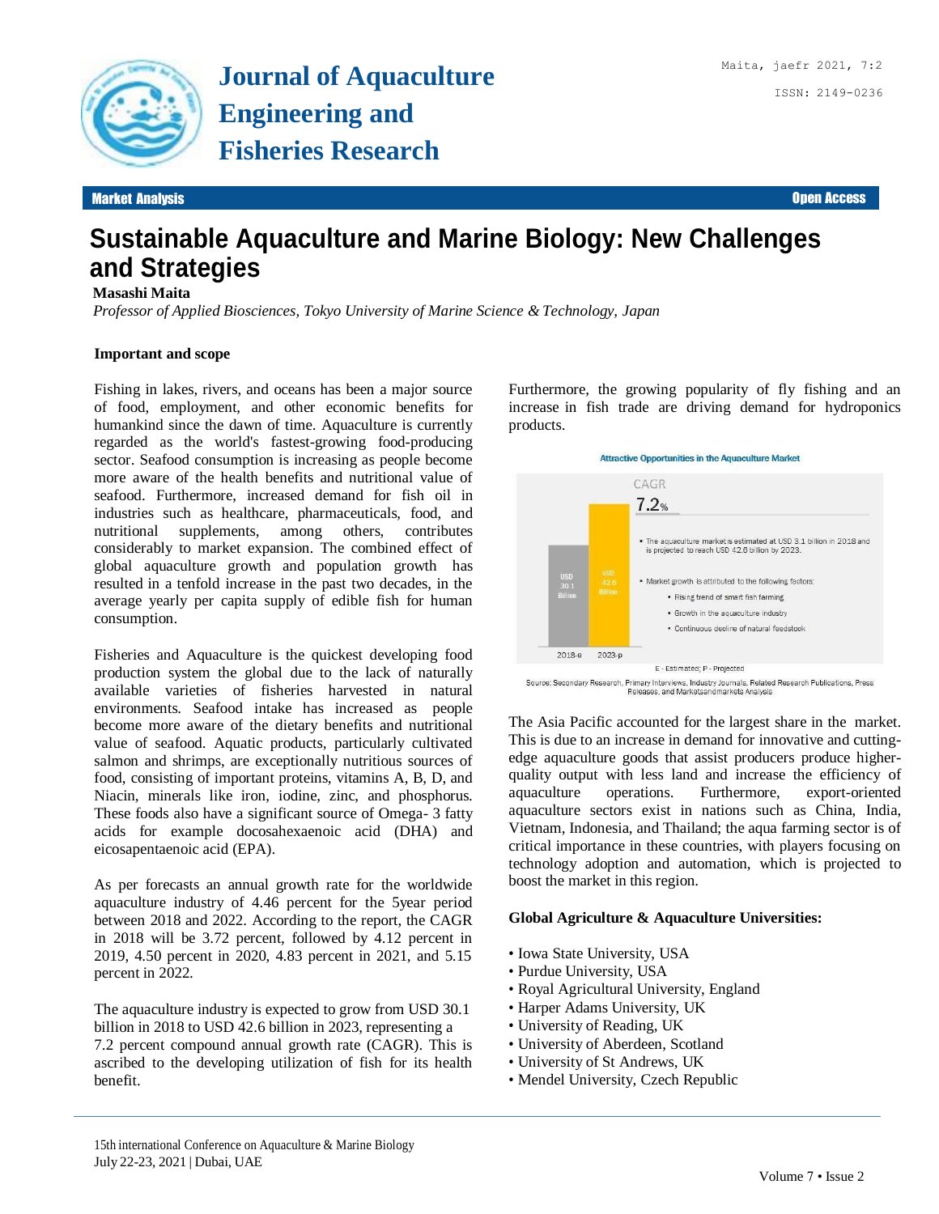# Sustainable Aquaculture and Marine Biology: New Challenges and Strategies

**Masashi Maita**

*Professor of Applied Biosciences, Tokyo University of Marine Science & Technology, Japan*

**Important and scope**

Fishing in lakes, rivers, and oceans has been a major source of food, employment, and other economic benefits for humankind since the dawn of time. Aquaculture is currently regarded as the world's fastest-growing food-producing sector. Seafood consumption is increasing as people become more aware of the health benefits and nutritional value of seafood. Furthermore, increased demand for fish oil in industries such as healthcare, pharmaceuticals, food, and nutritional supplements, among others, contributes considerably to market expansion. The combined effect of global aquaculture growth and population growth has resulted in a tenfold increase in the past two decades, in the average yearly per capita supply of edible fish for human consumption.

Fisheries and Aquaculture is the quickest developing food production system the global due to the lack of naturally available varieties of fisheries harvested in natural environments. Seafood intake has increased as people become more aware of the dietary benefits and nutritional value of seafood. Aquatic products, particularly cultivated salmon and shrimps, are exceptionally nutritious sources of food, consisting of important proteins, vitamins A, B, D, and Niacin, minerals like iron, iodine, zinc, and phosphorus. These foods also have a significant source of Omega- 3 fatty acids for example docosahexaenoic acid (DHA) and eicosapentaenoic acid (EPA).

As per forecasts an annual growth rate for the worldwide aquaculture industry of 4.46 percent for the 5year period between 2018 and 2022. According to the report, the CAGR in 2018 will be 3.72 percent, followed by 4.12 percent in 2019, 4.50 percent in 2020, 4.83 percent in 2021, and 5.15 percent in 2022.

The aquaculture industry is expected to grow from USD 30.1 billion in 2018 to USD 42.6 billion in 2023, representing a 7.2 percent compound annual growth rate (CAGR). This is ascribed to the developing utilization of fish for its health benefit.

Furthermore, the growing popularity of fly fishing and an increase in fish trade are driving demand for hydroponics products.

**Attractive Opportunities in the Aquaculture Market**

CAGR 7.2%

- USD 30.1 Billion (2018-e)
- USD 42.6 Billion (2023-p)

- The aquaculture market is estimated at USD 3.1 billion in 2018 and is projected to reach USD 42.6 billion by 2023.
- Market growth is attributed to the following factors:
  - Rising trend of smart fish farming
  - Growth in the aquaculture industry
  - Continuous decline of natural feedstock

E - Estimated; P - Projected

Source: Secondary Research, Primary Interviews, Industry Journals, Related Research Publications, Press Releases, and Marketsandmarkets Analysis

The Asia Pacific accounted for the largest share in the market. This is due to an increase in demand for innovative and cutting-edge aquaculture goods that assist producers produce higher-quality output with less land and increase the efficiency of aquaculture operations. Furthermore, export-oriented aquaculture sectors exist in nations such as China, India, Vietnam, Indonesia, and Thailand; the aqua farming sector is of critical importance in these countries, with players focusing on technology adoption and automation, which is projected to boost the market in this region.

**Global Agriculture & Aquaculture Universities:**

- Iowa State University, USA
- Purdue University, USA
- Royal Agricultural University, England
- Harper Adams University, UK
- University of Reading, UK
- University of Aberdeen, Scotland
- University of St Andrews, UK
- Mendel University, Czech Republic

15th international Conference on Aquaculture & Marine Biology
July 22-23, 2021 | Dubai, UAE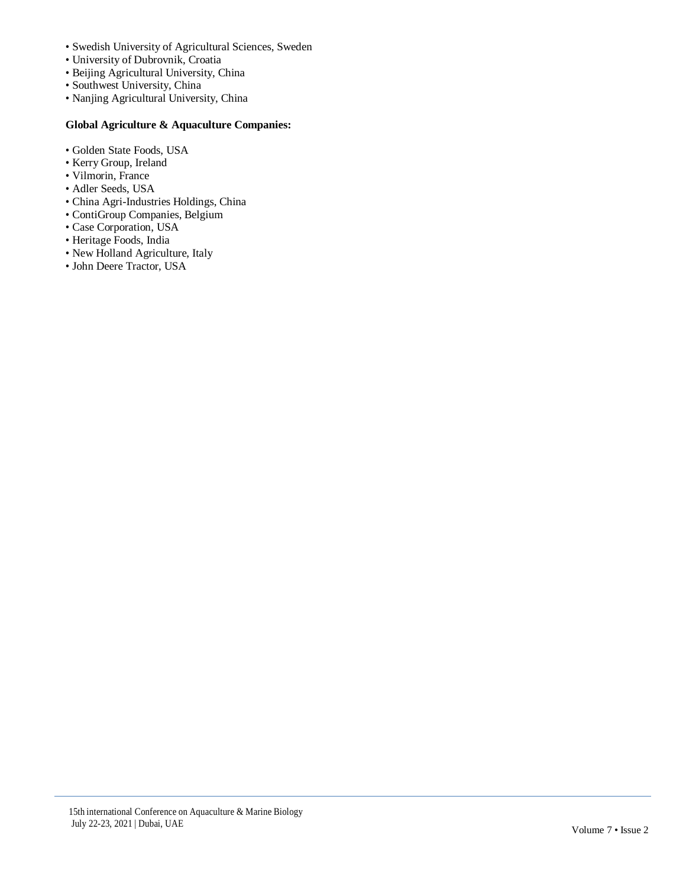- Swedish University of Agricultural Sciences, Sweden
- University of Dubrovnik, Croatia
- Beijing Agricultural University, China
- Southwest University, China
- Nanjing Agricultural University, China

**Global Agriculture & Aquaculture Companies:**

- Golden State Foods, USA
- Kerry Group, Ireland
- Vilmorin, France
- Adler Seeds, USA
- China Agri-Industries Holdings, China
- ContiGroup Companies, Belgium
- Case Corporation, USA
- Heritage Foods, India
- New Holland Agriculture, Italy
- John Deere Tractor, USA